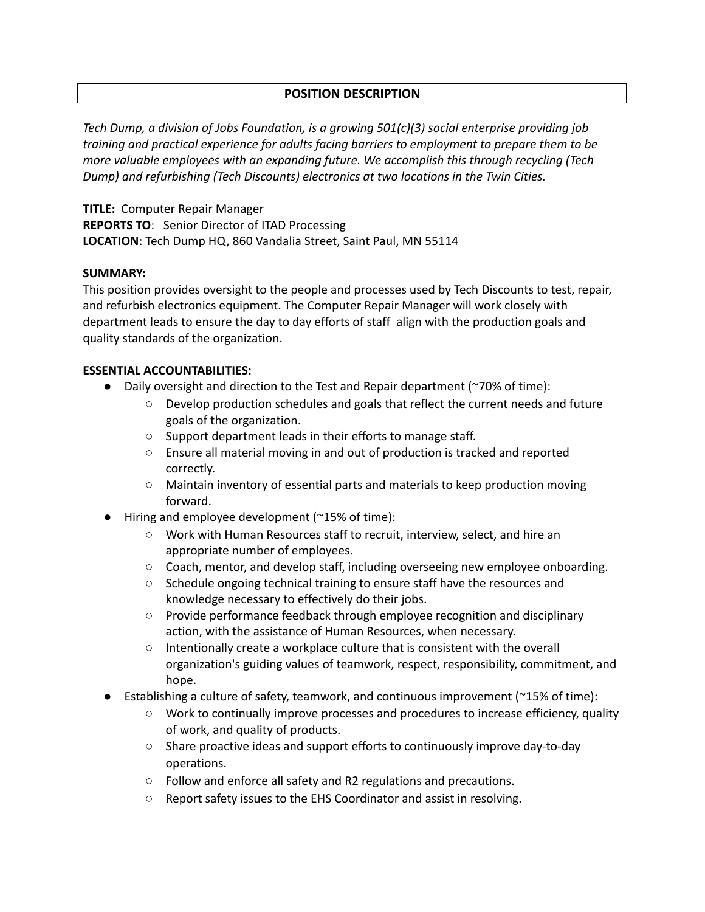## POSITION DESCRIPTION

*Tech Dump, a division of Jobs Foundation, is a growing 501(c)(3) social enterprise providing job training and practical experience for adults facing barriers to employment to prepare them to be more valuable employees with an expanding future. We accomplish this through recycling (Tech Dump) and refurbishing (Tech Discounts) electronics at two locations in the Twin Cities.*

**TITLE:** Computer Repair Manager
**REPORTS TO**: Senior Director of ITAD Processing
**LOCATION**: Tech Dump HQ, 860 Vandalia Street, Saint Paul, MN 55114

**SUMMARY:**
This position provides oversight to the people and processes used by Tech Discounts to test, repair, and refurbish electronics equipment. The Computer Repair Manager will work closely with department leads to ensure the day to day efforts of staff align with the production goals and quality standards of the organization.

**ESSENTIAL ACCOUNTABILITIES:**

- Daily oversight and direction to the Test and Repair department (~70% of time):
  - Develop production schedules and goals that reflect the current needs and future goals of the organization.
  - Support department leads in their efforts to manage staff.
  - Ensure all material moving in and out of production is tracked and reported correctly.
  - Maintain inventory of essential parts and materials to keep production moving forward.
- Hiring and employee development (~15% of time):
  - Work with Human Resources staff to recruit, interview, select, and hire an appropriate number of employees.
  - Coach, mentor, and develop staff, including overseeing new employee onboarding.
  - Schedule ongoing technical training to ensure staff have the resources and knowledge necessary to effectively do their jobs.
  - Provide performance feedback through employee recognition and disciplinary action, with the assistance of Human Resources, when necessary.
  - Intentionally create a workplace culture that is consistent with the overall organization's guiding values of teamwork, respect, responsibility, commitment, and hope.
- Establishing a culture of safety, teamwork, and continuous improvement (~15% of time):
  - Work to continually improve processes and procedures to increase efficiency, quality of work, and quality of products.
  - Share proactive ideas and support efforts to continuously improve day-to-day operations.
  - Follow and enforce all safety and R2 regulations and precautions.
  - Report safety issues to the EHS Coordinator and assist in resolving.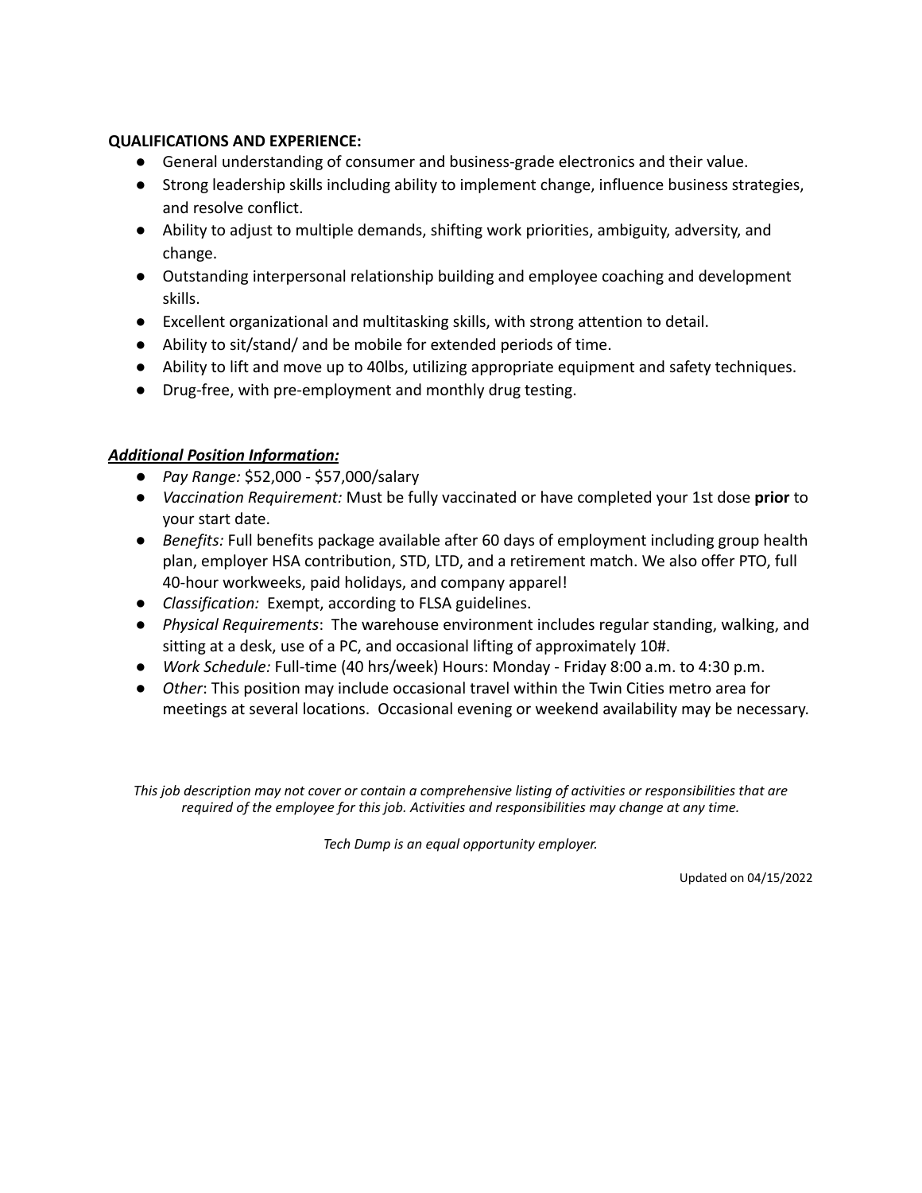**QUALIFICATIONS AND EXPERIENCE:**

- General understanding of consumer and business-grade electronics and their value.
- Strong leadership skills including ability to implement change, influence business strategies, and resolve conflict.
- Ability to adjust to multiple demands, shifting work priorities, ambiguity, adversity, and change.
- Outstanding interpersonal relationship building and employee coaching and development skills.
- Excellent organizational and multitasking skills, with strong attention to detail.
- Ability to sit/stand/ and be mobile for extended periods of time.
- Ability to lift and move up to 40lbs, utilizing appropriate equipment and safety techniques.
- Drug-free, with pre-employment and monthly drug testing.

***Additional Position Information:***

- *Pay Range:* $52,000 - $57,000/salary
- *Vaccination Requirement:* Must be fully vaccinated or have completed your 1st dose **prior** to your start date.
- *Benefits:* Full benefits package available after 60 days of employment including group health plan, employer HSA contribution, STD, LTD, and a retirement match. We also offer PTO, full 40-hour workweeks, paid holidays, and company apparel!
- *Classification:* Exempt, according to FLSA guidelines.
- *Physical Requirements*: The warehouse environment includes regular standing, walking, and sitting at a desk, use of a PC, and occasional lifting of approximately 10#.
- *Work Schedule:* Full-time (40 hrs/week) Hours: Monday - Friday 8:00 a.m. to 4:30 p.m.
- *Other*: This position may include occasional travel within the Twin Cities metro area for meetings at several locations. Occasional evening or weekend availability may be necessary.

*This job description may not cover or contain a comprehensive listing of activities or responsibilities that are required of the employee for this job. Activities and responsibilities may change at any time.*

*Tech Dump is an equal opportunity employer.*

Updated on 04/15/2022